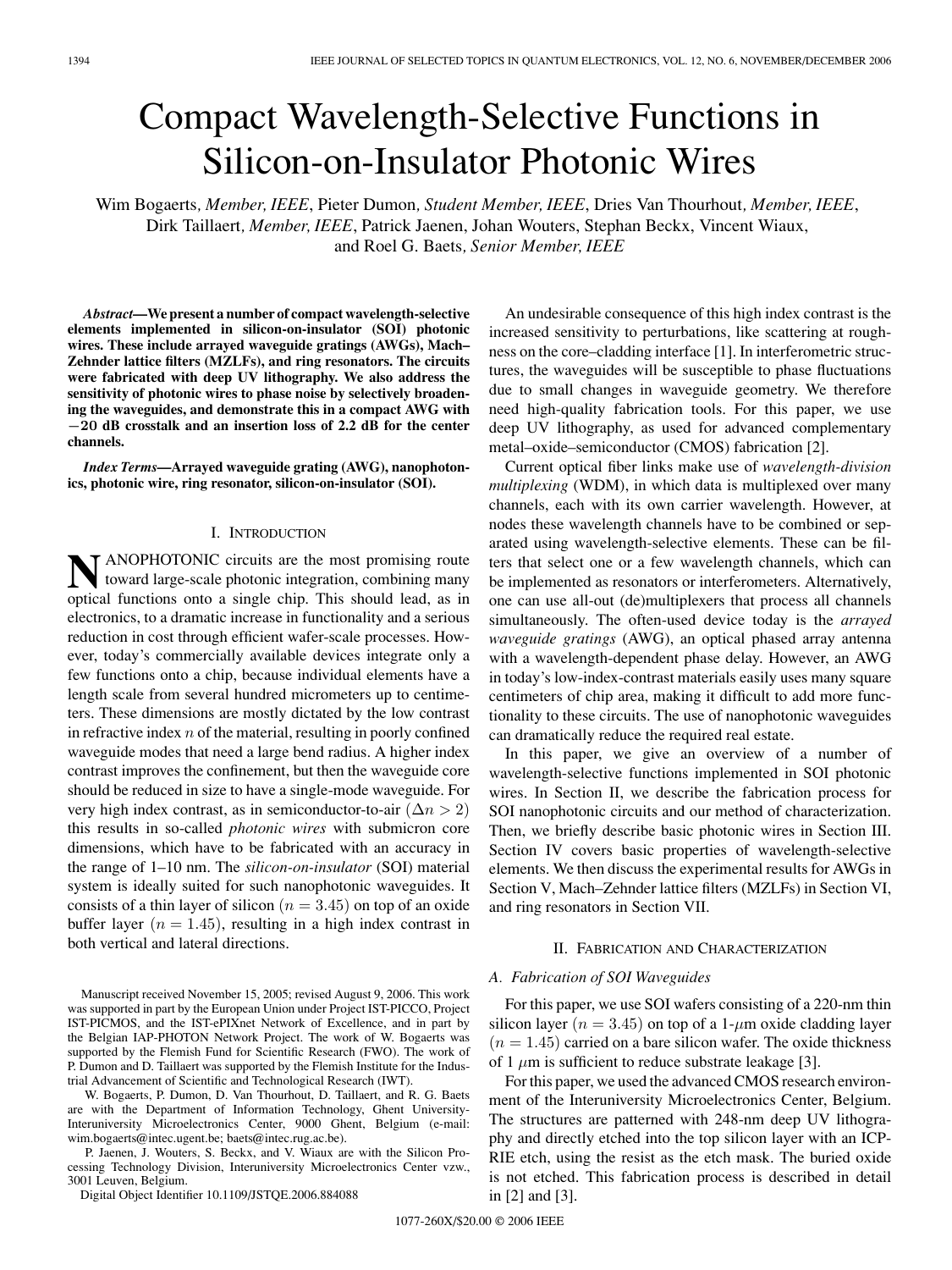# Compact Wavelength-Selective Functions in Silicon-on-Insulator Photonic Wires

Wim Bogaerts, *Member, IEEE*, Pieter Dumon, *Student Member, IEEE*, Dries Van Thourhout, *Member, IEEE*, Dirk Taillaert, *Member, IEEE*, Patrick Jaenen, Johan Wouters, Stephan Beckx, Vincent Wiaux, and Roel G. Baets, *Senior Member, IEEE*

***Abstract*—We present a number of compact wavelength-selective elements implemented in silicon-on-insulator (SOI) photonic wires. These include arrayed waveguide gratings (AWGs), Mach–Zehnder lattice filters (MZLFs), and ring resonators. The circuits were fabricated with deep UV lithography. We also address the sensitivity of photonic wires to phase noise by selectively broadening the waveguides, and demonstrate this in a compact AWG with −20 dB crosstalk and an insertion loss of 2.2 dB for the center channels.**

***Index Terms*—Arrayed waveguide grating (AWG), nanophotonics, photonic wire, ring resonator, silicon-on-insulator (SOI).**

## I. Introduction

Nanophotonic circuits are the most promising route toward large-scale photonic integration, combining many optical functions onto a single chip. This should lead, as in electronics, to a dramatic increase in functionality and a serious reduction in cost through efficient wafer-scale processes. However, today's commercially available devices integrate only a few functions onto a chip, because individual elements have a length scale from several hundred micrometers up to centimeters. These dimensions are mostly dictated by the low contrast in refractive index $n$ of the material, resulting in poorly confined waveguide modes that need a large bend radius. A higher index contrast improves the confinement, but then the waveguide core should be reduced in size to have a single-mode waveguide. For very high index contrast, as in semiconductor-to-air ($\Delta n > 2$) this results in so-called *photonic wires* with submicron core dimensions, which have to be fabricated with an accuracy in the range of 1–10 nm. The *silicon-on-insulator* (SOI) material system is ideally suited for such nanophotonic waveguides. It consists of a thin layer of silicon ($n = 3.45$) on top of an oxide buffer layer ($n = 1.45$), resulting in a high index contrast in both vertical and lateral directions.

An undesirable consequence of this high index contrast is the increased sensitivity to perturbations, like scattering at roughness on the core–cladding interface [1]. In interferometric structures, the waveguides will be susceptible to phase fluctuations due to small changes in waveguide geometry. We therefore need high-quality fabrication tools. For this paper, we use deep UV lithography, as used for advanced complementary metal–oxide–semiconductor (CMOS) fabrication [2].

Current optical fiber links make use of *wavelength-division multiplexing* (WDM), in which data is multiplexed over many channels, each with its own carrier wavelength. However, at nodes these wavelength channels have to be combined or separated using wavelength-selective elements. These can be filters that select one or a few wavelength channels, which can be implemented as resonators or interferometers. Alternatively, one can use all-out (de)multiplexers that process all channels simultaneously. The often-used device today is the *arrayed waveguide gratings* (AWG), an optical phased array antenna with a wavelength-dependent phase delay. However, an AWG in today's low-index-contrast materials easily uses many square centimeters of chip area, making it difficult to add more functionality to these circuits. The use of nanophotonic waveguides can dramatically reduce the required real estate.

In this paper, we give an overview of a number of wavelength-selective functions implemented in SOI photonic wires. In Section II, we describe the fabrication process for SOI nanophotonic circuits and our method of characterization. Then, we briefly describe basic photonic wires in Section III. Section IV covers basic properties of wavelength-selective elements. We then discuss the experimental results for AWGs in Section V, Mach–Zehnder lattice filters (MZLFs) in Section VI, and ring resonators in Section VII.

## II. Fabrication and Characterization

### A. Fabrication of SOI Waveguides

For this paper, we use SOI wafers consisting of a 220-nm thin silicon layer ($n = 3.45$) on top of a 1-$\mu$m oxide cladding layer ($n = 1.45$) carried on a bare silicon wafer. The oxide thickness of 1 $\mu$m is sufficient to reduce substrate leakage [3].

For this paper, we used the advanced CMOS research environment of the Interuniversity Microelectronics Center, Belgium. The structures are patterned with 248-nm deep UV lithography and directly etched into the top silicon layer with an ICP-RIE etch, using the resist as the etch mask. The buried oxide is not etched. This fabrication process is described in detail in [2] and [3].

Manuscript received November 15, 2005; revised August 9, 2006. This work was supported in part by the European Union under Project IST-PICCO, Project IST-PICMOS, and the IST-ePIXnet Network of Excellence, and in part by the Belgian IAP-PHOTON Network Project. The work of W. Bogaerts was supported by the Flemish Fund for Scientific Research (FWO). The work of P. Dumon and D. Taillaert was supported by the Flemish Institute for the Industrial Advancement of Scientific and Technological Research (IWT).

W. Bogaerts, P. Dumon, D. Van Thourhout, D. Taillaert, and R. G. Baets are with the Department of Information Technology, Ghent University-Interuniversity Microelectronics Center, 9000 Ghent, Belgium (e-mail: wim.bogaerts@intec.ugent.be; baets@intec.rug.ac.be).

P. Jaenen, J. Wouters, S. Beckx, and V. Wiaux are with the Silicon Processing Technology Division, Interuniversity Microelectronics Center vzw., 3001 Leuven, Belgium.

Digital Object Identifier 10.1109/JSTQE.2006.884088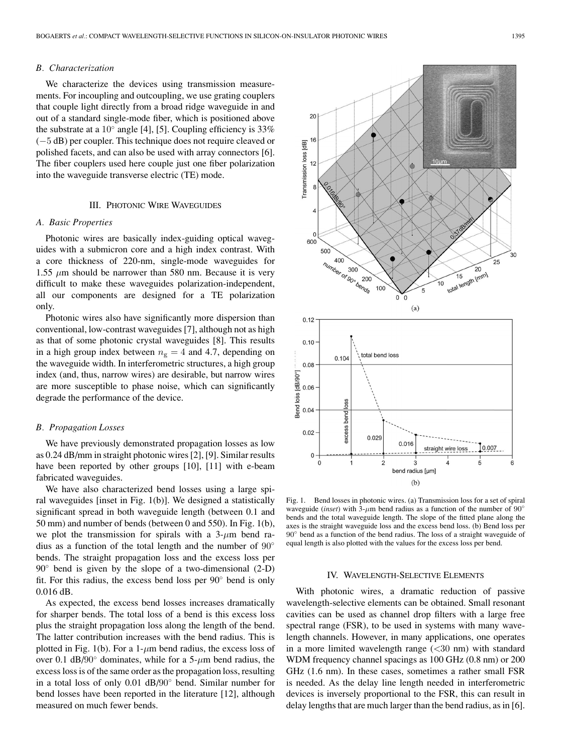### B. Characterization

We characterize the devices using transmission measurements. For incoupling and outcoupling, we use grating couplers that couple light directly from a broad ridge waveguide in and out of a standard single-mode fiber, which is positioned above the substrate at a $10^\circ$ angle [4], [5]. Coupling efficiency is 33% ($-5$ dB) per coupler. This technique does not require cleaved or polished facets, and can also be used with array connectors [6]. The fiber couplers used here couple just one fiber polarization into the waveguide transverse electric (TE) mode.

## III. Photonic Wire Waveguides

### A. Basic Properties

Photonic wires are basically index-guiding optical waveguides with a submicron core and a high index contrast. With a core thickness of 220-nm, single-mode waveguides for 1.55 $\mu$m should be narrower than 580 nm. Because it is very difficult to make these waveguides polarization-independent, all our components are designed for a TE polarization only.

Photonic wires also have significantly more dispersion than conventional, low-contrast waveguides [7], although not as high as that of some photonic crystal waveguides [8]. This results in a high group index between $n_g = 4$ and 4.7, depending on the waveguide width. In interferometric structures, a high group index (and, thus, narrow wires) are desirable, but narrow wires are more susceptible to phase noise, which can significantly degrade the performance of the device.

### B. Propagation Losses

We have previously demonstrated propagation losses as low as 0.24 dB/mm in straight photonic wires [2], [9]. Similar results have been reported by other groups [10], [11] with e-beam fabricated waveguides.

We have also characterized bend losses using a large spiral waveguides [inset in Fig. 1(b)]. We designed a statistically significant spread in both waveguide length (between 0.1 and 50 mm) and number of bends (between 0 and 550). In Fig. 1(b), we plot the transmission for spirals with a 3-$\mu$m bend radius as a function of the total length and the number of $90^\circ$ bends. The straight propagation loss and the excess loss per $90^\circ$ bend is given by the slope of a two-dimensional (2-D) fit. For this radius, the excess bend loss per $90^\circ$ bend is only 0.016 dB.

As expected, the excess bend losses increases dramatically for sharper bends. The total loss of a bend is this excess loss plus the straight propagation loss along the length of the bend. The latter contribution increases with the bend radius. This is plotted in Fig. 1(b). For a 1-$\mu$m bend radius, the excess loss of over 0.1 dB/$90^\circ$ dominates, while for a 5-$\mu$m bend radius, the excess loss is of the same order as the propagation loss, resulting in a total loss of only 0.01 dB/$90^\circ$ bend. Similar number for bend losses have been reported in the literature [12], although measured on much fewer bends.

Fig. 1. Bend losses in photonic wires. (a) Transmission loss for a set of spiral waveguide (*inset*) with 3-$\mu$m bend radius as a function of the number of $90^\circ$ bends and the total waveguide length. The slope of the fitted plane along the axes is the straight waveguide loss and the excess bend loss. (b) Bend loss per $90^\circ$ bend as a function of the bend radius. The loss of a straight waveguide of equal length is also plotted with the values for the excess loss per bend.

## IV. Wavelength-Selective Elements

With photonic wires, a dramatic reduction of passive wavelength-selective elements can be obtained. Small resonant cavities can be used as channel drop filters with a large free spectral range (FSR), to be used in systems with many wavelength channels. However, in many applications, one operates in a more limited wavelength range (<30 nm) with standard WDM frequency channel spacings as 100 GHz (0.8 nm) or 200 GHz (1.6 nm). In these cases, sometimes a rather small FSR is needed. As the delay line length needed in interferometric devices is inversely proportional to the FSR, this can result in delay lengths that are much larger than the bend radius, as in [6].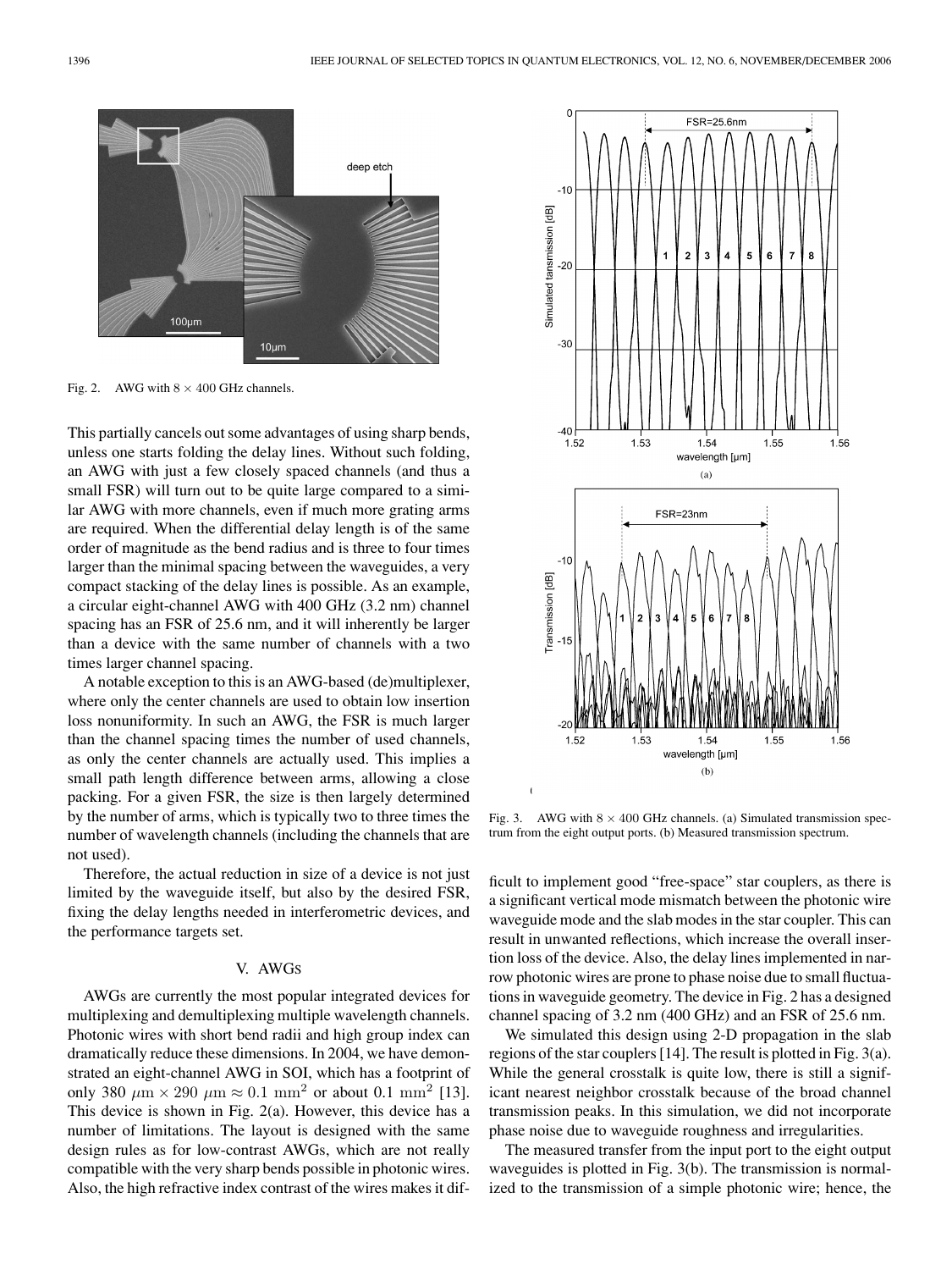Fig. 2. AWG with $8 \times 400$ GHz channels.

This partially cancels out some advantages of using sharp bends, unless one starts folding the delay lines. Without such folding, an AWG with just a few closely spaced channels (and thus a small FSR) will turn out to be quite large compared to a similar AWG with more channels, even if much more grating arms are required. When the differential delay length is of the same order of magnitude as the bend radius and is three to four times larger than the minimal spacing between the waveguides, a very compact stacking of the delay lines is possible. As an example, a circular eight-channel AWG with 400 GHz (3.2 nm) channel spacing has an FSR of 25.6 nm, and it will inherently be larger than a device with the same number of channels with a two times larger channel spacing.

A notable exception to this is an AWG-based (de)multiplexer, where only the center channels are used to obtain low insertion loss nonuniformity. In such an AWG, the FSR is much larger than the channel spacing times the number of used channels, as only the center channels are actually used. This implies a small path length difference between arms, allowing a close packing. For a given FSR, the size is then largely determined by the number of arms, which is typically two to three times the number of wavelength channels (including the channels that are not used).

Therefore, the actual reduction in size of a device is not just limited by the waveguide itself, but also by the desired FSR, fixing the delay lengths needed in interferometric devices, and the performance targets set.

## V. AWGs

AWGs are currently the most popular integrated devices for multiplexing and demultiplexing multiple wavelength channels. Photonic wires with short bend radii and high group index can dramatically reduce these dimensions. In 2004, we have demonstrated an eight-channel AWG in SOI, which has a footprint of only $380\ \mu\text{m} \times 290\ \mu\text{m} \approx 0.1\ \text{mm}^2$ or about $0.1\ \text{mm}^2$ [13]. This device is shown in Fig. 2(a). However, this device has a number of limitations. The layout is designed with the same design rules as for low-contrast AWGs, which are not really compatible with the very sharp bends possible in photonic wires. Also, the high refractive index contrast of the wires makes it difficult to implement good "free-space" star couplers, as there is a significant vertical mode mismatch between the photonic wire waveguide mode and the slab modes in the star coupler. This can result in unwanted reflections, which increase the overall insertion loss of the device. Also, the delay lines implemented in narrow photonic wires are prone to phase noise due to small fluctuations in waveguide geometry. The device in Fig. 2 has a designed channel spacing of 3.2 nm (400 GHz) and an FSR of 25.6 nm.

We simulated this design using 2-D propagation in the slab regions of the star couplers [14]. The result is plotted in Fig. 3(a). While the general crosstalk is quite low, there is still a significant nearest neighbor crosstalk because of the broad channel transmission peaks. In this simulation, we did not incorporate phase noise due to waveguide roughness and irregularities.

The measured transfer from the input port to the eight output waveguides is plotted in Fig. 3(b). The transmission is normalized to the transmission of a simple photonic wire; hence, the

Fig. 3. AWG with $8 \times 400$ GHz channels. (a) Simulated transmission spectrum from the eight output ports. (b) Measured transmission spectrum.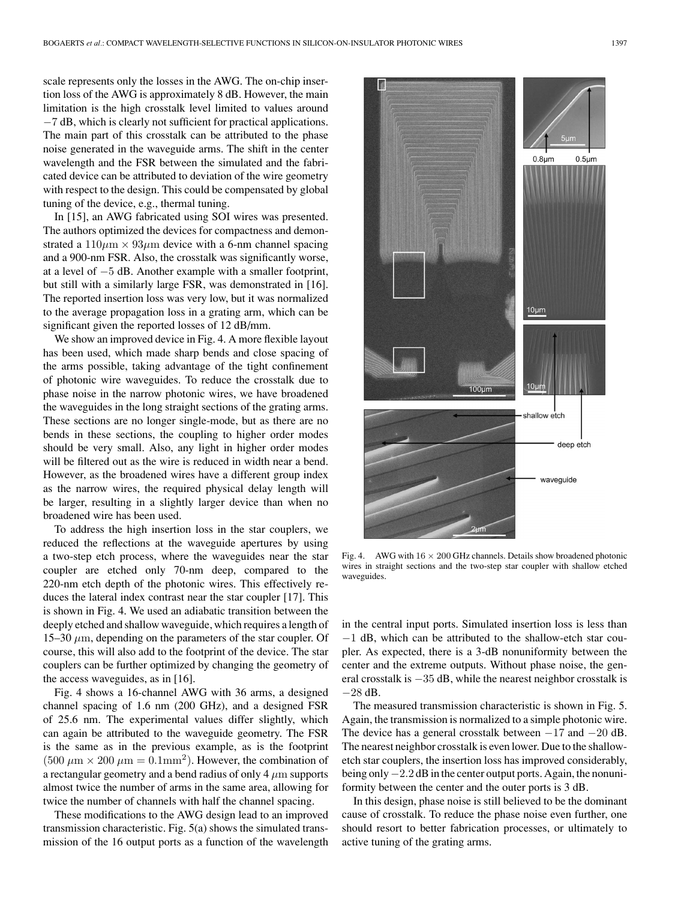scale represents only the losses in the AWG. The on-chip insertion loss of the AWG is approximately 8 dB. However, the main limitation is the high crosstalk level limited to values around −7 dB, which is clearly not sufficient for practical applications. The main part of this crosstalk can be attributed to the phase noise generated in the waveguide arms. The shift in the center wavelength and the FSR between the simulated and the fabricated device can be attributed to deviation of the wire geometry with respect to the design. This could be compensated by global tuning of the device, e.g., thermal tuning.

In [15], an AWG fabricated using SOI wires was presented. The authors optimized the devices for compactness and demonstrated a $110\mu\text{m} \times 93\mu\text{m}$ device with a 6-nm channel spacing and a 900-nm FSR. Also, the crosstalk was significantly worse, at a level of −5 dB. Another example with a smaller footprint, but still with a similarly large FSR, was demonstrated in [16]. The reported insertion loss was very low, but it was normalized to the average propagation loss in a grating arm, which can be significant given the reported losses of 12 dB/mm.

We show an improved device in Fig. 4. A more flexible layout has been used, which made sharp bends and close spacing of the arms possible, taking advantage of the tight confinement of photonic wire waveguides. To reduce the crosstalk due to phase noise in the narrow photonic wires, we have broadened the waveguides in the long straight sections of the grating arms. These sections are no longer single-mode, but as there are no bends in these sections, the coupling to higher order modes should be very small. Also, any light in higher order modes will be filtered out as the wire is reduced in width near a bend. However, as the broadened wires have a different group index as the narrow wires, the required physical delay length will be larger, resulting in a slightly larger device than when no broadened wire has been used.

To address the high insertion loss in the star couplers, we reduced the reflections at the waveguide apertures by using a two-step etch process, where the waveguides near the star coupler are etched only 70-nm deep, compared to the 220-nm etch depth of the photonic wires. This effectively reduces the lateral index contrast near the star coupler [17]. This is shown in Fig. 4. We used an adiabatic transition between the deeply etched and shallow waveguide, which requires a length of 15–30 $\mu$m, depending on the parameters of the star coupler. Of course, this will also add to the footprint of the device. The star couplers can be further optimized by changing the geometry of the access waveguides, as in [16].

Fig. 4 shows a 16-channel AWG with 36 arms, a designed channel spacing of 1.6 nm (200 GHz), and a designed FSR of 25.6 nm. The experimental values differ slightly, which can again be attributed to the waveguide geometry. The FSR is the same as in the previous example, as is the footprint $(500\ \mu\text{m} \times 200\ \mu\text{m} = 0.1\text{mm}^2)$. However, the combination of a rectangular geometry and a bend radius of only 4 $\mu$m supports almost twice the number of arms in the same area, allowing for twice the number of channels with half the channel spacing.

These modifications to the AWG design lead to an improved transmission characteristic. Fig. 5(a) shows the simulated transmission of the 16 output ports as a function of the wavelength in the central input ports. Simulated insertion loss is less than −1 dB, which can be attributed to the shallow-etch star coupler. As expected, there is a 3-dB nonuniformity between the center and the extreme outputs. Without phase noise, the general crosstalk is −35 dB, while the nearest neighbor crosstalk is −28 dB.

Fig. 4. AWG with $16 \times 200$ GHz channels. Details show broadened photonic wires in straight sections and the two-step star coupler with shallow etched waveguides.

The measured transmission characteristic is shown in Fig. 5. Again, the transmission is normalized to a simple photonic wire. The device has a general crosstalk between −17 and −20 dB. The nearest neighbor crosstalk is even lower. Due to the shallow-etch star couplers, the insertion loss has improved considerably, being only −2.2 dB in the center output ports. Again, the nonuniformity between the center and the outer ports is 3 dB.

In this design, phase noise is still believed to be the dominant cause of crosstalk. To reduce the phase noise even further, one should resort to better fabrication processes, or ultimately to active tuning of the grating arms.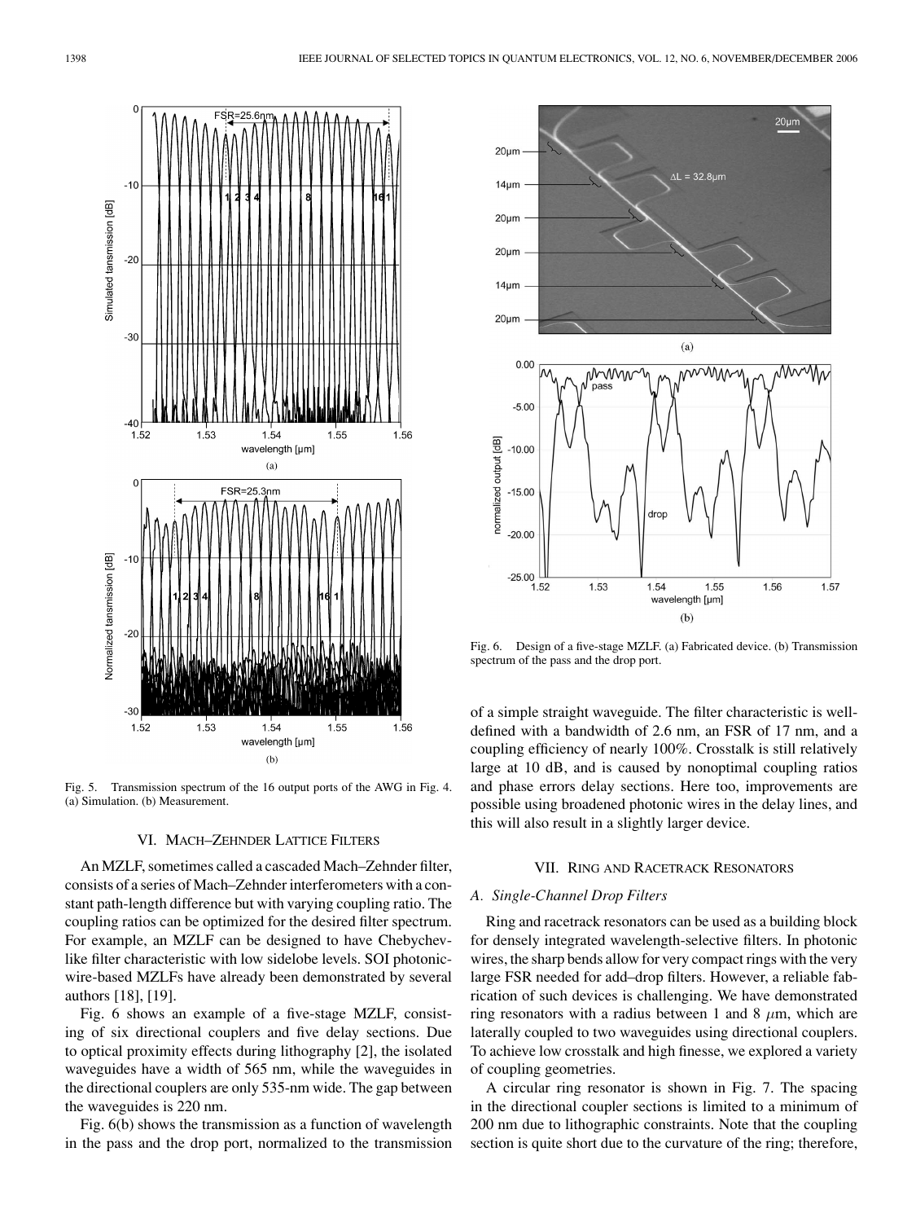Fig. 5. Transmission spectrum of the 16 output ports of the AWG in Fig. 4. (a) Simulation. (b) Measurement.

## VI. Mach–Zehnder Lattice Filters

An MZLF, sometimes called a cascaded Mach–Zehnder filter, consists of a series of Mach–Zehnder interferometers with a constant path-length difference but with varying coupling ratio. The coupling ratios can be optimized for the desired filter spectrum. For example, an MZLF can be designed to have Chebychev-like filter characteristic with low sidelobe levels. SOI photonic-wire-based MZLFs have already been demonstrated by several authors [18], [19].

Fig. 6 shows an example of a five-stage MZLF, consisting of six directional couplers and five delay sections. Due to optical proximity effects during lithography [2], the isolated waveguides have a width of 565 nm, while the waveguides in the directional couplers are only 535-nm wide. The gap between the waveguides is 220 nm.

Fig. 6(b) shows the transmission as a function of wavelength in the pass and the drop port, normalized to the transmission of a simple straight waveguide. The filter characteristic is well-defined with a bandwidth of 2.6 nm, an FSR of 17 nm, and a coupling efficiency of nearly 100%. Crosstalk is still relatively large at 10 dB, and is caused by nonoptimal coupling ratios and phase errors delay sections. Here too, improvements are possible using broadened photonic wires in the delay lines, and this will also result in a slightly larger device.

Fig. 6. Design of a five-stage MZLF. (a) Fabricated device. (b) Transmission spectrum of the pass and the drop port.

## VII. Ring and Racetrack Resonators

### A. Single-Channel Drop Filters

Ring and racetrack resonators can be used as a building block for densely integrated wavelength-selective filters. In photonic wires, the sharp bends allow for very compact rings with the very large FSR needed for add–drop filters. However, a reliable fabrication of such devices is challenging. We have demonstrated ring resonators with a radius between 1 and 8 $\mu$m, which are laterally coupled to two waveguides using directional couplers. To achieve low crosstalk and high finesse, we explored a variety of coupling geometries.

A circular ring resonator is shown in Fig. 7. The spacing in the directional coupler sections is limited to a minimum of 200 nm due to lithographic constraints. Note that the coupling section is quite short due to the curvature of the ring; therefore,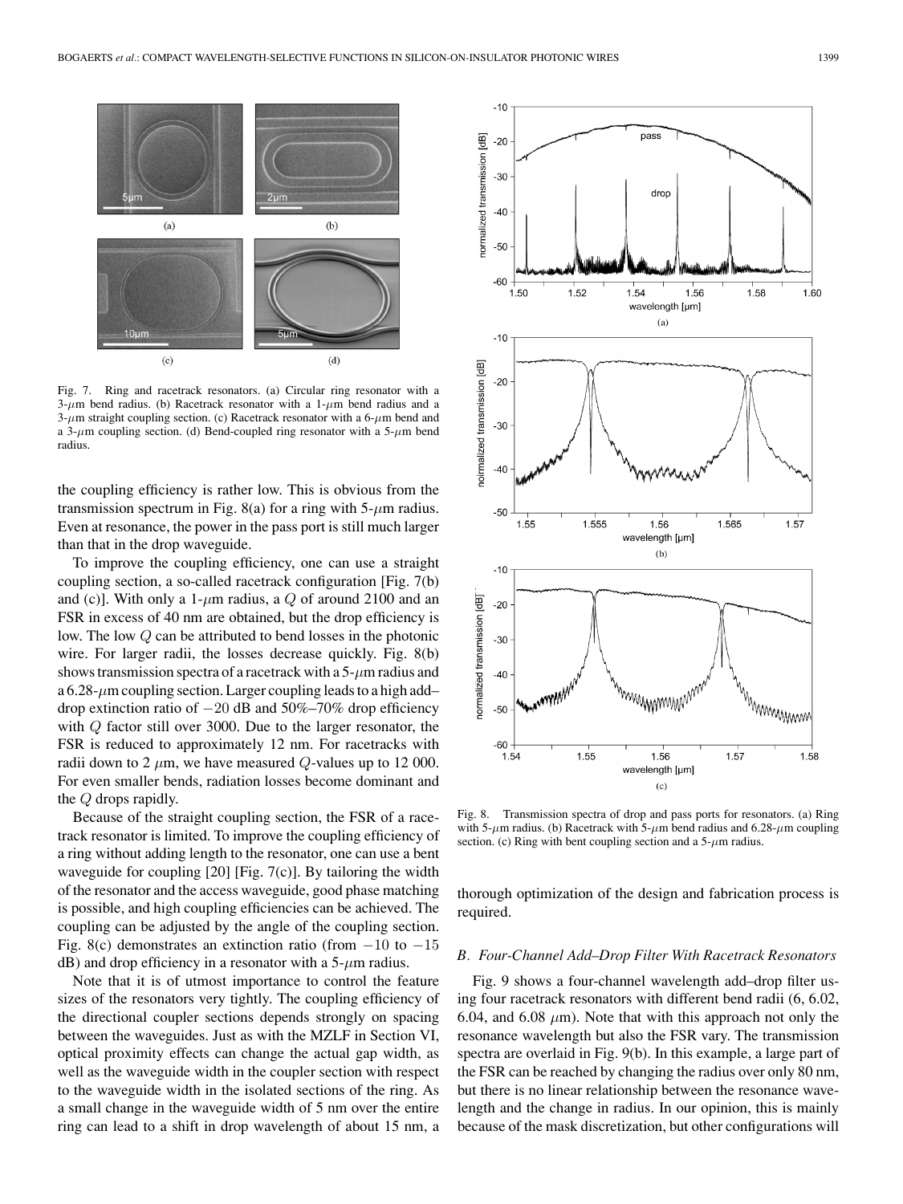Fig. 7. Ring and racetrack resonators. (a) Circular ring resonator with a 3-$\mu$m bend radius. (b) Racetrack resonator with a 1-$\mu$m bend radius and a 3-$\mu$m straight coupling section. (c) Racetrack resonator with a 6-$\mu$m bend and a 3-$\mu$m coupling section. (d) Bend-coupled ring resonator with a 5-$\mu$m bend radius.

the coupling efficiency is rather low. This is obvious from the transmission spectrum in Fig. 8(a) for a ring with 5-$\mu$m radius. Even at resonance, the power in the pass port is still much larger than that in the drop waveguide.

To improve the coupling efficiency, one can use a straight coupling section, a so-called racetrack configuration [Fig. 7(b) and (c)]. With only a 1-$\mu$m radius, a $Q$ of around 2100 and an FSR in excess of 40 nm are obtained, but the drop efficiency is low. The low $Q$ can be attributed to bend losses in the photonic wire. For larger radii, the losses decrease quickly. Fig. 8(b) shows transmission spectra of a racetrack with a 5-$\mu$m radius and a 6.28-$\mu$m coupling section. Larger coupling leads to a high add–drop extinction ratio of $-20$ dB and 50%–70% drop efficiency with $Q$ factor still over 3000. Due to the larger resonator, the FSR is reduced to approximately 12 nm. For racetracks with radii down to 2 $\mu$m, we have measured $Q$-values up to 12 000. For even smaller bends, radiation losses become dominant and the $Q$ drops rapidly.

Because of the straight coupling section, the FSR of a racetrack resonator is limited. To improve the coupling efficiency of a ring without adding length to the resonator, one can use a bent waveguide for coupling [20] [Fig. 7(c)]. By tailoring the width of the resonator and the access waveguide, good phase matching is possible, and high coupling efficiencies can be achieved. The coupling can be adjusted by the angle of the coupling section. Fig. 8(c) demonstrates an extinction ratio (from $-10$ to $-15$ dB) and drop efficiency in a resonator with a 5-$\mu$m radius.

Note that it is of utmost importance to control the feature sizes of the resonators very tightly. The coupling efficiency of the directional coupler sections depends strongly on spacing between the waveguides. Just as with the MZLF in Section VI, optical proximity effects can change the actual gap width, as well as the waveguide width in the coupler section with respect to the waveguide width in the isolated sections of the ring. As a small change in the waveguide width of 5 nm over the entire ring can lead to a shift in drop wavelength of about 15 nm, a thorough optimization of the design and fabrication process is required.

Fig. 8. Transmission spectra of drop and pass ports for resonators. (a) Ring with 5-$\mu$m radius. (b) Racetrack with 5-$\mu$m bend radius and 6.28-$\mu$m coupling section. (c) Ring with bent coupling section and a 5-$\mu$m radius.

### *B. Four-Channel Add–Drop Filter With Racetrack Resonators*

Fig. 9 shows a four-channel wavelength add–drop filter using four racetrack resonators with different bend radii (6, 6.02, 6.04, and 6.08 $\mu$m). Note that with this approach not only the resonance wavelength but also the FSR vary. The transmission spectra are overlaid in Fig. 9(b). In this example, a large part of the FSR can be reached by changing the radius over only 80 nm, but there is no linear relationship between the resonance wavelength and the change in radius. In our opinion, this is mainly because of the mask discretization, but other configurations will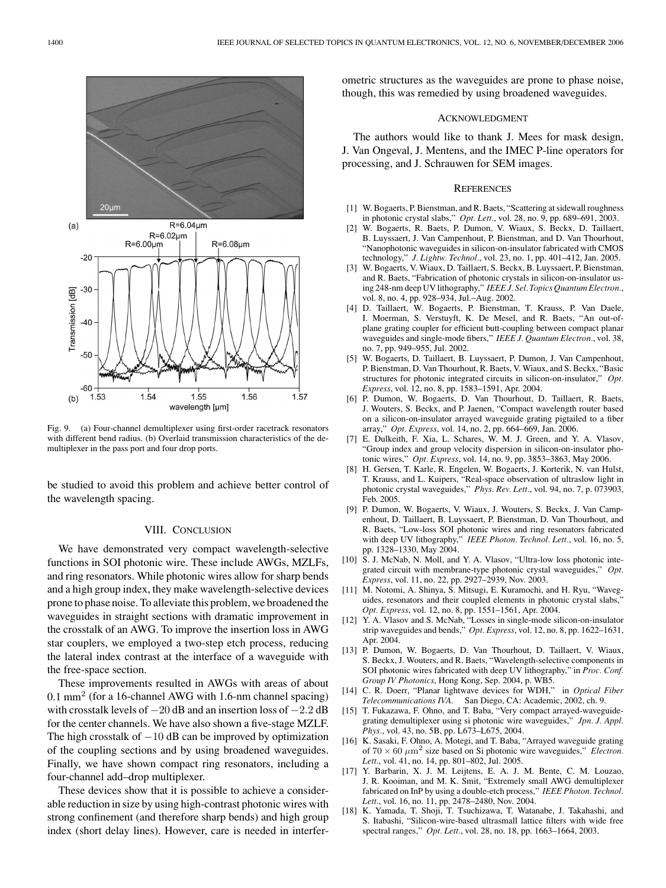Fig. 9. (a) Four-channel demultiplexer using first-order racetrack resonators with different bend radius. (b) Overlaid transmission characteristics of the demultiplexer in the pass port and four drop ports.

be studied to avoid this problem and achieve better control of the wavelength spacing.

## VIII. Conclusion

We have demonstrated very compact wavelength-selective functions in SOI photonic wire. These include AWGs, MZLFs, and ring resonators. While photonic wires allow for sharp bends and a high group index, they make wavelength-selective devices prone to phase noise. To alleviate this problem, we broadened the waveguides in straight sections with dramatic improvement in the crosstalk of an AWG. To improve the insertion loss in AWG star couplers, we employed a two-step etch process, reducing the lateral index contrast at the interface of a waveguide with the free-space section.

These improvements resulted in AWGs with areas of about $0.1\ \mathrm{mm}^2$ (for a 16-channel AWG with 1.6-nm channel spacing) with crosstalk levels of $-20$ dB and an insertion loss of $-2.2$ dB for the center channels. We have also shown a five-stage MZLF. The high crosstalk of $-10$ dB can be improved by optimization of the coupling sections and by using broadened waveguides. Finally, we have shown compact ring resonators, including a four-channel add–drop multiplexer.

These devices show that it is possible to achieve a considerable reduction in size by using high-contrast photonic wires with strong confinement (and therefore sharp bends) and high group index (short delay lines). However, care is needed in interferometric structures as the waveguides are prone to phase noise, though, this was remedied by using broadened waveguides.

## Acknowledgment

The authors would like to thank J. Mees for mask design, J. Van Ongeval, J. Mentens, and the IMEC P-line operators for processing, and J. Schrauwen for SEM images.

## References

[1] W. Bogaerts, P. Bienstman, and R. Baets, "Scattering at sidewall roughness in photonic crystal slabs," *Opt. Lett.*, vol. 28, no. 9, pp. 689–691, 2003.

[2] W. Bogaerts, R. Baets, P. Dumon, V. Wiaux, S. Beckx, D. Taillaert, B. Luyssaert, J. Van Campenhout, P. Bienstman, and D. Van Thourhout, "Nanophotonic waveguides in silicon-on-insulator fabricated with CMOS technology," *J. Lightw. Technol.*, vol. 23, no. 1, pp. 401–412, Jan. 2005.

[3] W. Bogaerts, V. Wiaux, D. Taillaert, S. Beckx, B. Luyssaert, P. Bienstman, and R. Baets, "Fabrication of photonic crystals in silicon-on-insulator using 248-nm deep UV lithography," *IEEE J. Sel. Topics Quantum Electron.*, vol. 8, no. 4, pp. 928–934, Jul.–Aug. 2002.

[4] D. Taillaert, W. Bogaerts, P. Bienstman, T. Krauss, P. Van Daele, I. Moerman, S. Verstuyft, K. De Mesel, and R. Baets, "An out-of-plane grating coupler for efficient butt-coupling between compact planar waveguides and single-mode fibers," *IEEE J. Quantum Electron.*, vol. 38, no. 7, pp. 949–955, Jul. 2002.

[5] W. Bogaerts, D. Taillaert, B. Luyssaert, P. Dumon, J. Van Campenhout, P. Bienstman, D. Van Thourhout, R. Baets, V. Wiaux, and S. Beckx, "Basic structures for photonic integrated circuits in silicon-on-insulator," *Opt. Express*, vol. 12, no. 8, pp. 1583–1591, Apr. 2004.

[6] P. Dumon, W. Bogaerts, D. Van Thourhout, D. Taillaert, R. Baets, J. Wouters, S. Beckx, and P. Jaenen, "Compact wavelength router based on a silicon-on-insulator arrayed waveguide grating pigtailed to a fiber array," *Opt. Express*, vol. 14, no. 2, pp. 664–669, Jan. 2006.

[7] E. Dulkeith, F. Xia, L. Schares, W. M. J. Green, and Y. A. Vlasov, "Group index and group velocity dispersion in silicon-on-insulator photonic wires," *Opt. Express*, vol. 14, no. 9, pp. 3853–3863, May 2006.

[8] H. Gersen, T. Karle, R. Engelen, W. Bogaerts, J. Korterik, N. van Hulst, T. Krauss, and L. Kuipers, "Real-space observation of ultraslow light in photonic crystal waveguides," *Phys. Rev. Lett.*, vol. 94, no. 7, p. 073903, Feb. 2005.

[9] P. Dumon, W. Bogaerts, V. Wiaux, J. Wouters, S. Beckx, J. Van Campenhout, D. Taillaert, B. Luyssaert, P. Bienstman, D. Van Thourhout, and R. Baets, "Low-loss SOI photonic wires and ring resonators fabricated with deep UV lithography," *IEEE Photon. Technol. Lett.*, vol. 16, no. 5, pp. 1328–1330, May 2004.

[10] S. J. McNab, N. Moll, and Y. A. Vlasov, "Ultra-low loss photonic integrated circuit with membrane-type photonic crystal waveguides," *Opt. Express*, vol. 11, no. 22, pp. 2927–2939, Nov. 2003.

[11] M. Notomi, A. Shinya, S. Mitsugi, E. Kuramochi, and H. Ryu, "Waveguides, resonators and their coupled elements in photonic crystal slabs," *Opt. Express*, vol. 12, no. 8, pp. 1551–1561, Apr. 2004.

[12] Y. A. Vlasov and S. McNab, "Losses in single-mode silicon-on-insulator strip waveguides and bends," *Opt. Express*, vol. 12, no. 8, pp. 1622–1631, Apr. 2004.

[13] P. Dumon, W. Bogaerts, D. Van Thourhout, D. Taillaert, V. Wiaux, S. Beckx, J. Wouters, and R. Baets, "Wavelength-selective components in SOI photonic wires fabricated with deep UV lithography," in *Proc. Conf. Group IV Photonics*, Hong Kong, Sep. 2004, p. WB5.

[14] C. R. Doerr, "Planar lightwave devices for WDH," in *Optical Fiber Telecommunications IVA*. San Diego, CA: Academic, 2002, ch. 9.

[15] T. Fukazawa, F. Ohno, and T. Baba, "Very compact arrayed-waveguide-grating demultiplexer using si photonic wire waveguides," *Jpn. J. Appl. Phys.*, vol. 43, no. 5B, pp. L673–L675, 2004.

[16] K. Sasaki, F. Ohno, A. Motegi, and T. Baba, "Arrayed waveguide grating of $70 \times 60\ \mu\mathrm{m}^2$ size based on Si photonic wire waveguides," *Electron. Lett.*, vol. 41, no. 14, pp. 801–802, Jul. 2005.

[17] Y. Barbarin, X. J. M. Leijtens, E. A. J. M. Bente, C. M. Louzao, J. R. Kooiman, and M. K. Smit, "Extremely small AWG demultiplexer fabricated on InP by using a double-etch process," *IEEE Photon. Technol. Lett.*, vol. 16, no. 11, pp. 2478–2480, Nov. 2004.

[18] K. Yamada, T. Shoji, T. Tsuchizawa, T. Watanabe, J. Takahashi, and S. Itabashi, "Silicon-wire-based ultrasmall lattice filters with wide free spectral ranges," *Opt. Lett.*, vol. 28, no. 18, pp. 1663–1664, 2003.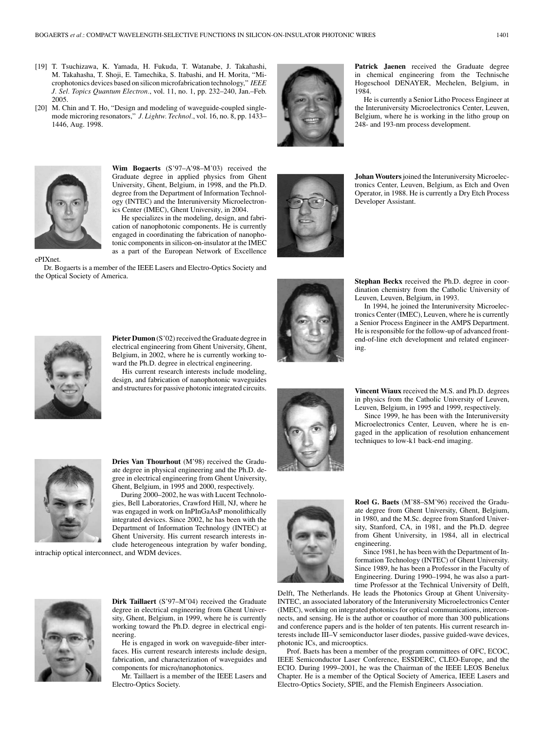[19] T. Tsuchizawa, K. Yamada, H. Fukuda, T. Watanabe, J. Takahashi, M. Takahasha, T. Shoji, E. Tamechika, S. Itabashi, and H. Morita, "Microphotonics devices based on silicon microfabrication technology," *IEEE J. Sel. Topics Quantum Electron.*, vol. 11, no. 1, pp. 232–240, Jan.–Feb. 2005.

[20] M. Chin and T. Ho, "Design and modeling of waveguide-coupled single-mode microring resonators," *J. Lightw. Technol.*, vol. 16, no. 8, pp. 1433–1446, Aug. 1998.

**Wim Bogaerts** (S'97–A'98–M'03) received the Graduate degree in applied physics from Ghent University, Ghent, Belgium, in 1998, and the Ph.D. degree from the Department of Information Technology (INTEC) and the Interuniversity Microelectronics Center (IMEC), Ghent University, in 2004.

He specializes in the modeling, design, and fabrication of nanophotonic components. He is currently engaged in coordinating the fabrication of nanophotonic components in silicon-on-insulator at the IMEC as a part of the European Network of Excellence ePIXnet.

Dr. Bogaerts is a member of the IEEE Lasers and Electro-Optics Society and the Optical Society of America.

**Pieter Dumon** (S'02) received the Graduate degree in electrical engineering from Ghent University, Ghent, Belgium, in 2002, where he is currently working toward the Ph.D. degree in electrical engineering.

His current research interests include modeling, design, and fabrication of nanophotonic waveguides and structures for passive photonic integrated circuits.

**Dries Van Thourhout** (M'98) received the Graduate degree in physical engineering and the Ph.D. degree in electrical engineering from Ghent University, Ghent, Belgium, in 1995 and 2000, respectively.

During 2000–2002, he was with Lucent Technologies, Bell Laboratories, Crawford Hill, NJ, where he was engaged in work on InPInGaAsP monolithically integrated devices. Since 2002, he has been with the Department of Information Technology (INTEC) at Ghent University. His current research interests include heterogeneous integration by wafer bonding, intrachip optical interconnect, and WDM devices.

**Dirk Taillaert** (S'97–M'04) received the Graduate degree in electrical engineering from Ghent University, Ghent, Belgium, in 1999, where he is currently working toward the Ph.D. degree in electrical engineering.

He is engaged in work on waveguide-fiber interfaces. His current research interests include design, fabrication, and characterization of waveguides and components for micro/nanophotonics.

Mr. Taillaert is a member of the IEEE Lasers and Electro-Optics Society.

**Patrick Jaenen** received the Graduate degree in chemical engineering from the Technische Hogeschool DENAYER, Mechelen, Belgium, in 1984.

He is currently a Senior Litho Process Engineer at the Interuniversity Microelectronics Center, Leuven, Belgium, where he is working in the litho group on 248- and 193-nm process development.

**Johan Wouters** joined the Interuniversity Microelectronics Center, Leuven, Belgium, as Etch and Oven Operator, in 1988. He is currently a Dry Etch Process Developer Assistant.

**Stephan Beckx** received the Ph.D. degree in coordination chemistry from the Catholic University of Leuven, Leuven, Belgium, in 1993.

In 1994, he joined the Interuniversity Microelectronics Center (IMEC), Leuven, where he is currently a Senior Process Engineer in the AMPS Department. He is responsible for the follow-up of advanced front-end-of-line etch development and related engineering.

**Vincent Wiaux** received the M.S. and Ph.D. degrees in physics from the Catholic University of Leuven, Leuven, Belgium, in 1995 and 1999, respectively.

Since 1999, he has been with the Interuniversity Microelectronics Center, Leuven, where he is engaged in the application of resolution enhancement techniques to low-k1 back-end imaging.

**Roel G. Baets** (M'88–SM'96) received the Graduate degree from Ghent University, Ghent, Belgium, in 1980, and the M.Sc. degree from Stanford University, Stanford, CA, in 1981, and the Ph.D. degree from Ghent University, in 1984, all in electrical engineering.

Since 1981, he has been with the Department of Information Technology (INTEC) of Ghent University. Since 1989, he has been a Professor in the Faculty of Engineering. During 1990–1994, he was also a part-time Professor at the Technical University of Delft, Delft, The Netherlands. He leads the Photonics Group at Ghent University-INTEC, an associated laboratory of the Interuniversity Microelectronics Center (IMEC), working on integrated photonics for optical communications, interconnects, and sensing. He is the author or coauthor of more than 300 publications and conference papers and is the holder of ten patents. His current research interests include III–V semiconductor laser diodes, passive guided-wave devices, photonic ICs, and microoptics.

Prof. Baets has been a member of the program committees of OFC, ECOC, IEEE Semiconductor Laser Conference, ESSDERC, CLEO-Europe, and the ECIO. During 1999–2001, he was the Chairman of the IEEE LEOS Benelux Chapter. He is a member of the Optical Society of America, IEEE Lasers and Electro-Optics Society, SPIE, and the Flemish Engineers Association.